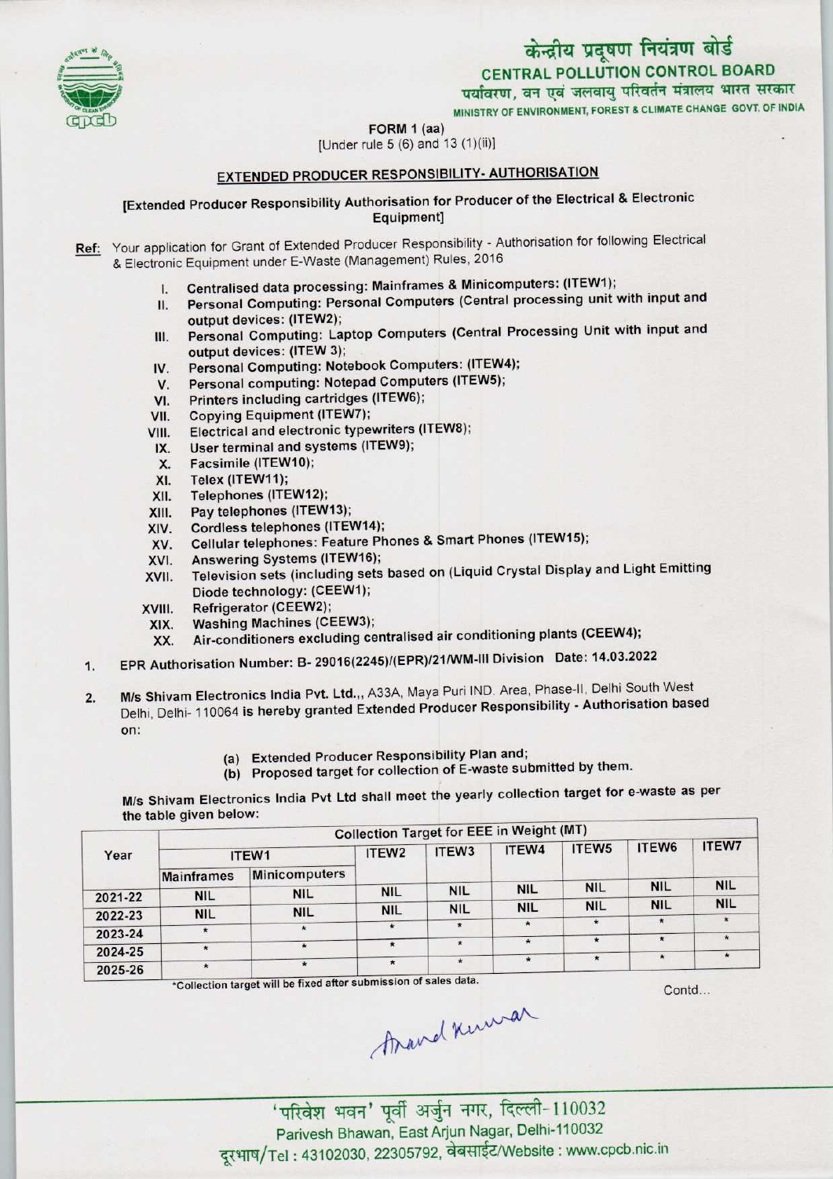केन्द्रीय प्रदूषण नियंत्रण बोर्ड

CENTRAL POLLUTION CONTROL BOARD

पर्यावरण, वन एवं जलवायु परिवर्तन मंत्रालय भारत सरकार

MINISTRY OF ENVIRONMENT, FOREST & CLIMATE CHANGE GOVT. OF INDIA

FORM 1 (aa)

[Under rule 5 (6) and 13 (1)(ii)]

## EXTENDED PRODUCER RESPONSIBILITY- AUTHORISATION

[Extended Producer Responsibility Authorisation for Producer of the Electrical & Electronic Equipment]

**Ref:** Your application for Grant of Extended Producer Responsibility - Authorisation for following Electrical & Electronic Equipment under E-Waste (Management) Rules, 2016

I. Centralised data processing: Mainframes & Minicomputers: (ITEW1);
II. Personal Computing: Personal Computers (Central processing unit with input and output devices: (ITEW2);
III. Personal Computing: Laptop Computers (Central Processing Unit with input and output devices: (ITEW 3);
IV. Personal Computing: Notebook Computers: (ITEW4);
V. Personal computing: Notepad Computers (ITEW5);
VI. Printers including cartridges (ITEW6);
VII. Copying Equipment (ITEW7);
VIII. Electrical and electronic typewriters (ITEW8);
IX. User terminal and systems (ITEW9);
X. Facsimile (ITEW10);
XI. Telex (ITEW11);
XII. Telephones (ITEW12);
XIII. Pay telephones (ITEW13);
XIV. Cordless telephones (ITEW14);
XV. Cellular telephones: Feature Phones & Smart Phones (ITEW15);
XVI. Answering Systems (ITEW16);
XVII. Television sets (including sets based on (Liquid Crystal Display and Light Emitting Diode technology: (CEEW1);
XVIII. Refrigerator (CEEW2);
XIX. Washing Machines (CEEW3);
XX. Air-conditioners excluding centralised air conditioning plants (CEEW4);

1. EPR Authorisation Number: B- 29016(2245)/(EPR)/21/WM-III Division Date: 14.03.2022

2. M/s Shivam Electronics India Pvt. Ltd.,, A33A, Maya Puri IND. Area, Phase-II, Delhi South West Delhi, Delhi- 110064 is hereby granted Extended Producer Responsibility - Authorisation based on:

   (a) Extended Producer Responsibility Plan and;
   (b) Proposed target for collection of E-waste submitted by them.

M/s Shivam Electronics India Pvt Ltd shall meet the yearly collection target for e-waste as per the table given below:

| Year | Collection Target for EEE in Weight (MT) | | | | | | | |
|---|---|---|---|---|---|---|---|---|
| | ITEW1 | | ITEW2 | ITEW3 | ITEW4 | ITEW5 | ITEW6 | ITEW7 |
| | Mainframes | Minicomputers | | | | | | |
| 2021-22 | NIL | NIL | NIL | NIL | NIL | NIL | NIL | NIL |
| 2022-23 | NIL | NIL | NIL | NIL | NIL | NIL | NIL | NIL |
| 2023-24 | * | * | * | * | * | * | * | * |
| 2024-25 | * | * | * | * | * | * | * | * |
| 2025-26 | * | * | * | * | * | * | * | * |

*Collection target will be fixed after submission of sales data.

Contd...

Anand Kumar

'परिवेश भवन' पूर्वी अर्जुन नगर, दिल्ली-110032

Parivesh Bhawan, East Arjun Nagar, Delhi-110032

दूरभाष/Tel : 43102030, 22305792, वेबसाईट/Website : www.cpcb.nic.in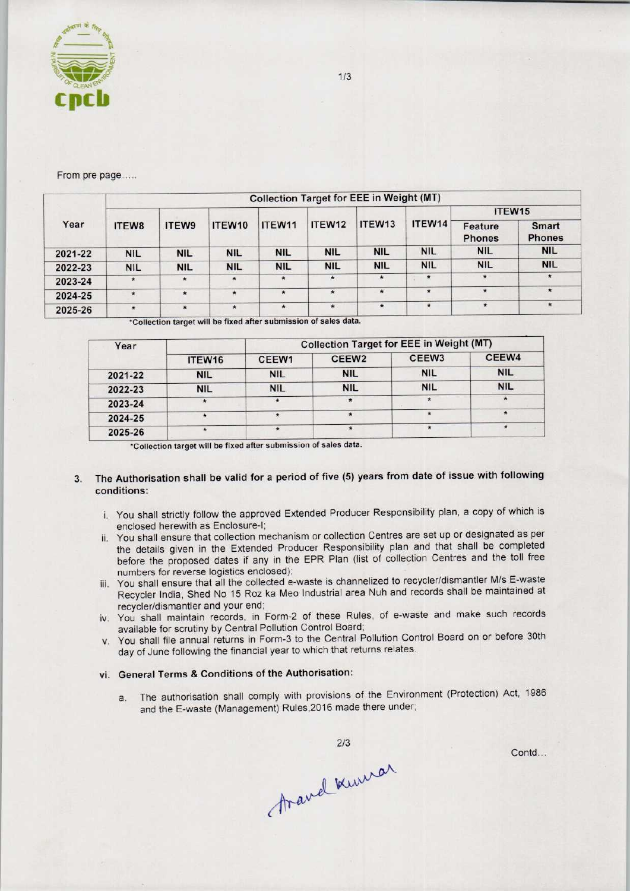From pre page.....

| Year | Collection Target for EEE in Weight (MT) | | | | | | | | |
|---|---|---|---|---|---|---|---|---|---|
| | ITEW8 | ITEW9 | ITEW10 | ITEW11 | ITEW12 | ITEW13 | ITEW14 | ITEW15 | |
| | | | | | | | | Feature Phones | Smart Phones |
| 2021-22 | NIL | NIL | NIL | NIL | NIL | NIL | NIL | NIL | NIL |
| 2022-23 | NIL | NIL | NIL | NIL | NIL | NIL | NIL | NIL | NIL |
| 2023-24 | * | * | * | * | * | * | * | * | * |
| 2024-25 | * | * | * | * | * | * | * | * | * |
| 2025-26 | * | * | * | * | * | * | * | * | * |

*Collection target will be fixed after submission of sales data.

| Year | | Collection Target for EEE in Weight (MT) | | | |
|---|---|---|---|---|---|
| | ITEW16 | CEEW1 | CEEW2 | CEEW3 | CEEW4 |
| 2021-22 | NIL | NIL | NIL | NIL | NIL |
| 2022-23 | NIL | NIL | NIL | NIL | NIL |
| 2023-24 | * | * | * | * | * |
| 2024-25 | * | * | * | * | * |
| 2025-26 | * | * | * | * | * |

*Collection target will be fixed after submission of sales data.

3. **The Authorisation shall be valid for a period of five (5) years from date of issue with following conditions:**

   i. You shall strictly follow the approved Extended Producer Responsibility plan, a copy of which is enclosed herewith as Enclosure-I;

   ii. You shall ensure that collection mechanism or collection Centres are set up or designated as per the details given in the Extended Producer Responsibility plan and that shall be completed before the proposed dates if any in the EPR Plan (list of collection Centres and the toll free numbers for reverse logistics enclosed);

   iii. You shall ensure that all the collected e-waste is channelized to recycler/dismantler M/s E-waste Recycler India, Shed No 15 Roz ka Meo Industrial area Nuh and records shall be maintained at recycler/dismantler and your end;

   iv. You shall maintain records, in Form-2 of these Rules, of e-waste and make such records available for scrutiny by Central Pollution Control Board;

   v. You shall file annual returns in Form-3 to the Central Pollution Control Board on or before 30th day of June following the financial year to which that returns relates.

   vi. **General Terms & Conditions of the Authorisation:**

      a. The authorisation shall comply with provisions of the Environment (Protection) Act, 1986 and the E-waste (Management) Rules,2016 made there under;

Contd...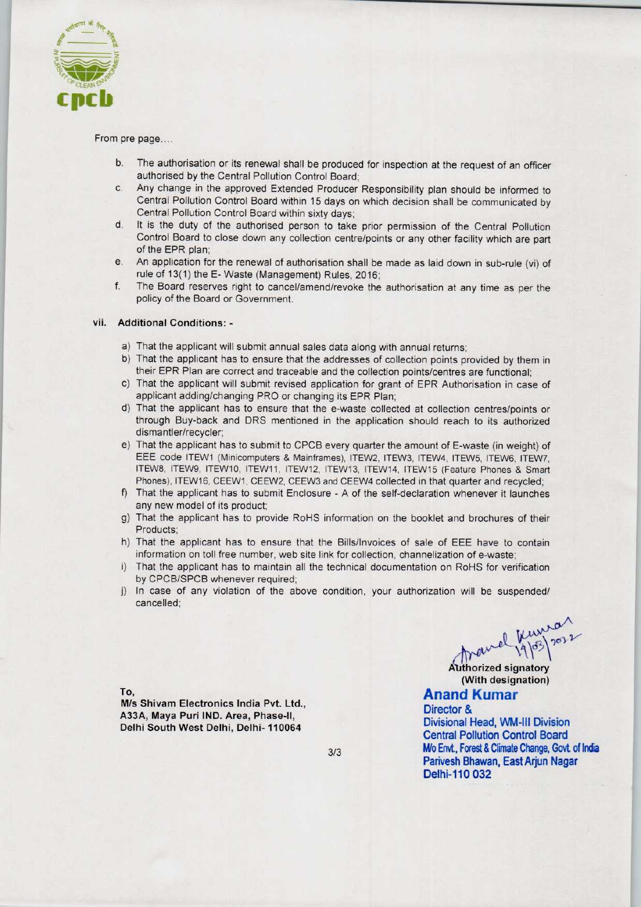From pre page....

b. The authorisation or its renewal shall be produced for inspection at the request of an officer authorised by the Central Pollution Control Board;
c. Any change in the approved Extended Producer Responsibility plan should be informed to Central Pollution Control Board within 15 days on which decision shall be communicated by Central Pollution Control Board within sixty days;
d. It is the duty of the authorised person to take prior permission of the Central Pollution Control Board to close down any collection centre/points or any other facility which are part of the EPR plan;
e. An application for the renewal of authorisation shall be made as laid down in sub-rule (vi) of rule of 13(1) the E- Waste (Management) Rules, 2016;
f. The Board reserves right to cancel/amend/revoke the authorisation at any time as per the policy of the Board or Government.

vii. **Additional Conditions: -**

a) That the applicant will submit annual sales data along with annual returns;
b) That the applicant has to ensure that the addresses of collection points provided by them in their EPR Plan are correct and traceable and the collection points/centres are functional;
c) That the applicant will submit revised application for grant of EPR Authorisation in case of applicant adding/changing PRO or changing its EPR Plan;
d) That the applicant has to ensure that the e-waste collected at collection centres/points or through Buy-back and DRS mentioned in the application should reach to its authorized dismantler/recycler;
e) That the applicant has to submit to CPCB every quarter the amount of E-waste (in weight) of EEE code ITEW1 (Minicomputers & Mainframes), ITEW2, ITEW3, ITEW4, ITEW5, ITEW6, ITEW7, ITEW8, ITEW9, ITEW10, ITEW11, ITEW12, ITEW13, ITEW14, ITEW15 (Feature Phones & Smart Phones), ITEW16, CEEW1, CEEW2, CEEW3 and CEEW4 collected in that quarter and recycled;
f) That the applicant has to submit Enclosure - A of the self-declaration whenever it launches any new model of its product;
g) That the applicant has to provide RoHS information on the booklet and brochures of their Products;
h) That the applicant has to ensure that the Bills/Invoices of sale of EEE have to contain information on toll free number, web site link for collection, channelization of e-waste;
i) That the applicant has to maintain all the technical documentation on RoHS for verification by CPCB/SPCB whenever required;
j) In case of any violation of the above condition, your authorization will be suspended/ cancelled;

Anand Kumar
19/03/2022

Authorized signatory
(With designation)

**Anand Kumar**
Director &
Divisional Head, WM-III Division
Central Pollution Control Board
M/o Envt., Forest & Climate Change, Govt. of India
Parivesh Bhawan, East Arjun Nagar
Delhi-110 032

To,
M/s Shivam Electronics India Pvt. Ltd.,
A33A, Maya Puri IND. Area, Phase-II,
Delhi South West Delhi, Delhi- 110064